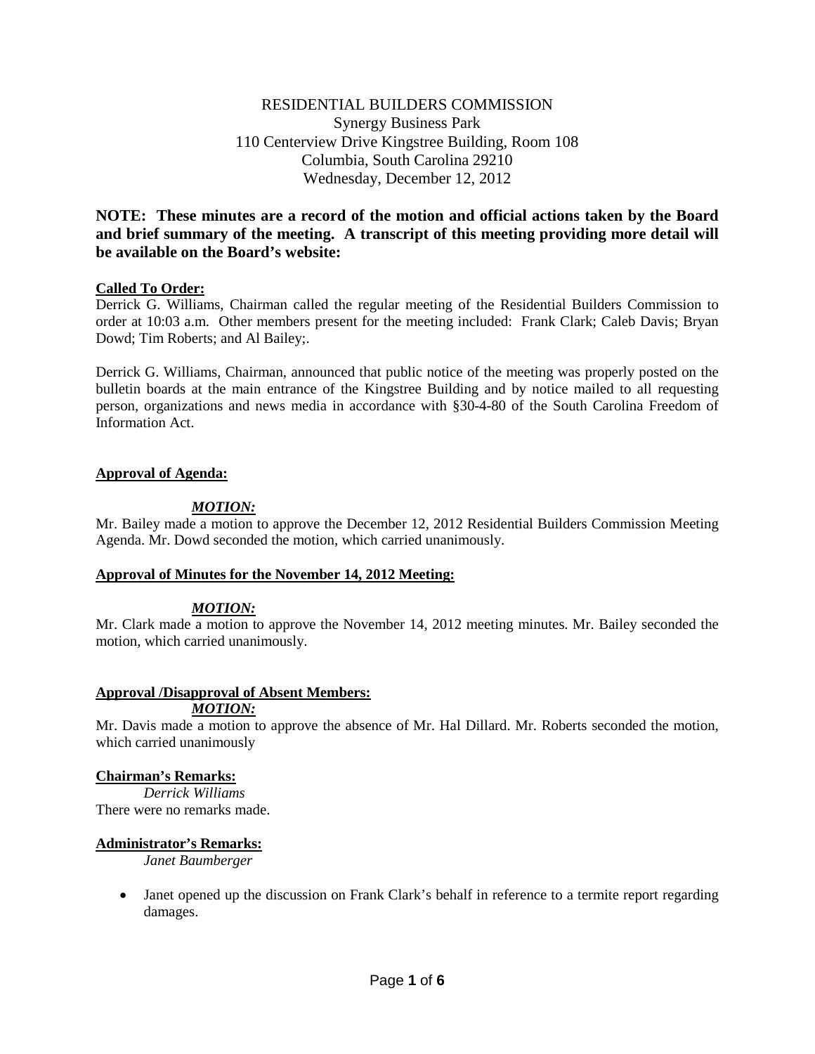RESIDENTIAL BUILDERS COMMISSION
Synergy Business Park
110 Centerview Drive Kingstree Building, Room 108
Columbia, South Carolina 29210
Wednesday, December 12, 2012

**NOTE: These minutes are a record of the motion and official actions taken by the Board and brief summary of the meeting. A transcript of this meeting providing more detail will be available on the Board's website:**

**Called To Order:**

Derrick G. Williams, Chairman called the regular meeting of the Residential Builders Commission to order at 10:03 a.m. Other members present for the meeting included: Frank Clark; Caleb Davis; Bryan Dowd; Tim Roberts; and Al Bailey;.

Derrick G. Williams, Chairman, announced that public notice of the meeting was properly posted on the bulletin boards at the main entrance of the Kingstree Building and by notice mailed to all requesting person, organizations and news media in accordance with §30-4-80 of the South Carolina Freedom of Information Act.

**Approval of Agenda:**

***MOTION:***

Mr. Bailey made a motion to approve the December 12, 2012 Residential Builders Commission Meeting Agenda. Mr. Dowd seconded the motion, which carried unanimously.

**Approval of Minutes for the November 14, 2012 Meeting:**

***MOTION:***

Mr. Clark made a motion to approve the November 14, 2012 meeting minutes. Mr. Bailey seconded the motion, which carried unanimously.

**Approval /Disapproval of Absent Members:**

***MOTION:***

Mr. Davis made a motion to approve the absence of Mr. Hal Dillard. Mr. Roberts seconded the motion, which carried unanimously

**Chairman's Remarks:**

*Derrick Williams*

There were no remarks made.

**Administrator's Remarks:**

*Janet Baumberger*

- Janet opened up the discussion on Frank Clark's behalf in reference to a termite report regarding damages.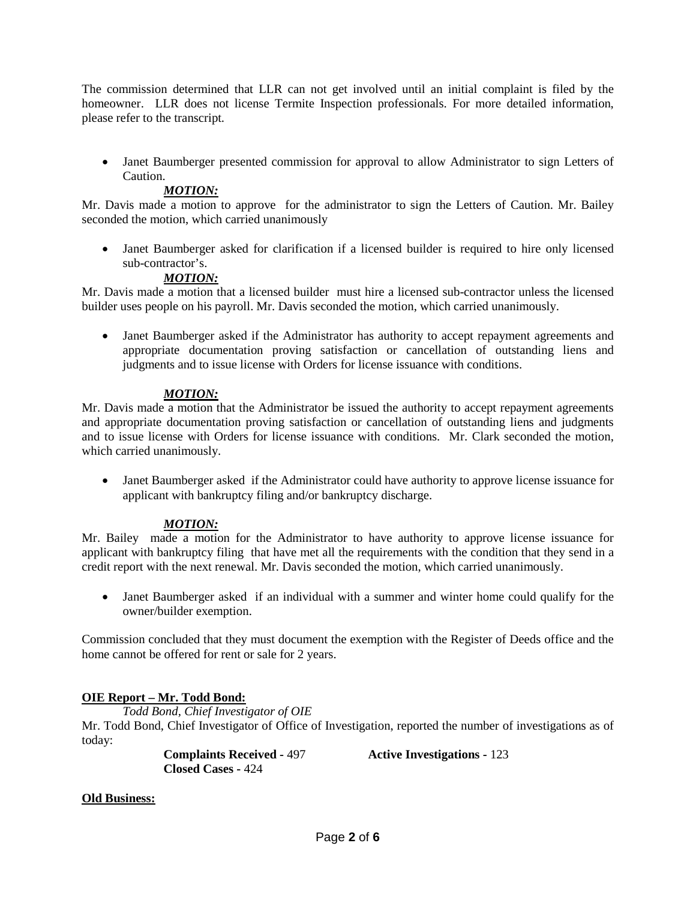The commission determined that LLR can not get involved until an initial complaint is filed by the homeowner. LLR does not license Termite Inspection professionals. For more detailed information, please refer to the transcript.

- Janet Baumberger presented commission for approval to allow Administrator to sign Letters of Caution.

***MOTION:***

Mr. Davis made a motion to approve for the administrator to sign the Letters of Caution. Mr. Bailey seconded the motion, which carried unanimously

- Janet Baumberger asked for clarification if a licensed builder is required to hire only licensed sub-contractor's.

***MOTION:***

Mr. Davis made a motion that a licensed builder must hire a licensed sub-contractor unless the licensed builder uses people on his payroll. Mr. Davis seconded the motion, which carried unanimously.

- Janet Baumberger asked if the Administrator has authority to accept repayment agreements and appropriate documentation proving satisfaction or cancellation of outstanding liens and judgments and to issue license with Orders for license issuance with conditions.

***MOTION:***

Mr. Davis made a motion that the Administrator be issued the authority to accept repayment agreements and appropriate documentation proving satisfaction or cancellation of outstanding liens and judgments and to issue license with Orders for license issuance with conditions. Mr. Clark seconded the motion, which carried unanimously.

- Janet Baumberger asked if the Administrator could have authority to approve license issuance for applicant with bankruptcy filing and/or bankruptcy discharge.

***MOTION:***

Mr. Bailey made a motion for the Administrator to have authority to approve license issuance for applicant with bankruptcy filing that have met all the requirements with the condition that they send in a credit report with the next renewal. Mr. Davis seconded the motion, which carried unanimously.

- Janet Baumberger asked if an individual with a summer and winter home could qualify for the owner/builder exemption.

Commission concluded that they must document the exemption with the Register of Deeds office and the home cannot be offered for rent or sale for 2 years.

**OIE Report – Mr. Todd Bond:**

*Todd Bond, Chief Investigator of OIE*

Mr. Todd Bond, Chief Investigator of Office of Investigation, reported the number of investigations as of today:

**Complaints Received** - 497 **Active Investigations** - 123
**Closed Cases** - 424

**Old Business:**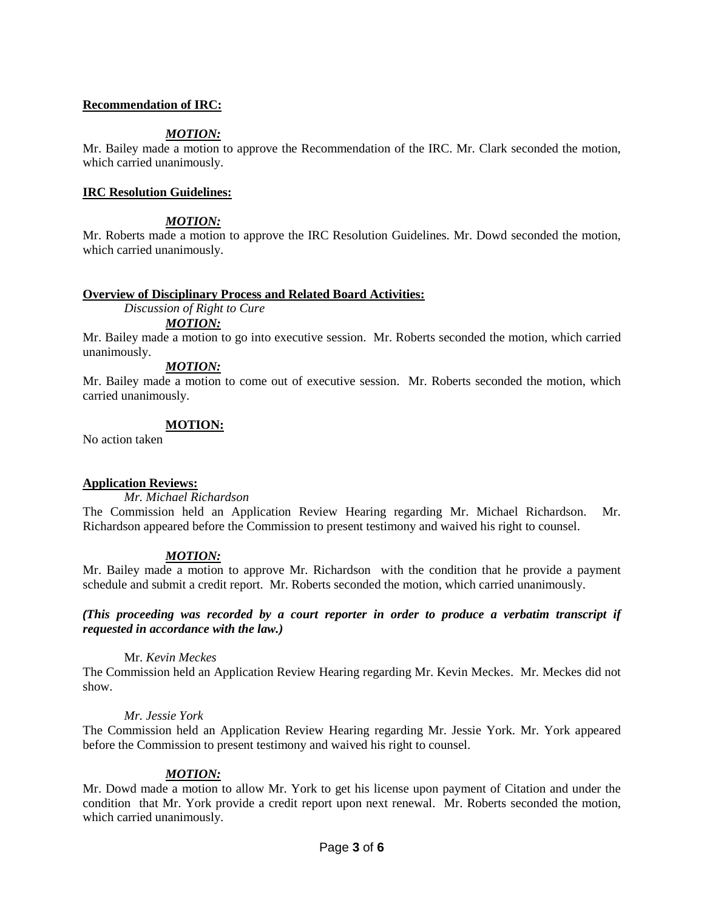**Recommendation of IRC:**

***MOTION:***

Mr. Bailey made a motion to approve the Recommendation of the IRC. Mr. Clark seconded the motion, which carried unanimously.

**IRC Resolution Guidelines:**

***MOTION:***

Mr. Roberts made a motion to approve the IRC Resolution Guidelines. Mr. Dowd seconded the motion, which carried unanimously.

**Overview of Disciplinary Process and Related Board Activities:**

*Discussion of Right to Cure*

***MOTION:***

Mr. Bailey made a motion to go into executive session. Mr. Roberts seconded the motion, which carried unanimously.

***MOTION:***

Mr. Bailey made a motion to come out of executive session. Mr. Roberts seconded the motion, which carried unanimously.

**MOTION:**

No action taken

**Application Reviews:**

*Mr. Michael Richardson*

The Commission held an Application Review Hearing regarding Mr. Michael Richardson. Mr. Richardson appeared before the Commission to present testimony and waived his right to counsel.

***MOTION:***

Mr. Bailey made a motion to approve Mr. Richardson with the condition that he provide a payment schedule and submit a credit report. Mr. Roberts seconded the motion, which carried unanimously.

***(This proceeding was recorded by a court reporter in order to produce a verbatim transcript if requested in accordance with the law.)***

Mr. *Kevin Meckes*

The Commission held an Application Review Hearing regarding Mr. Kevin Meckes. Mr. Meckes did not show.

*Mr. Jessie York*

The Commission held an Application Review Hearing regarding Mr. Jessie York. Mr. York appeared before the Commission to present testimony and waived his right to counsel.

***MOTION:***

Mr. Dowd made a motion to allow Mr. York to get his license upon payment of Citation and under the condition that Mr. York provide a credit report upon next renewal. Mr. Roberts seconded the motion, which carried unanimously.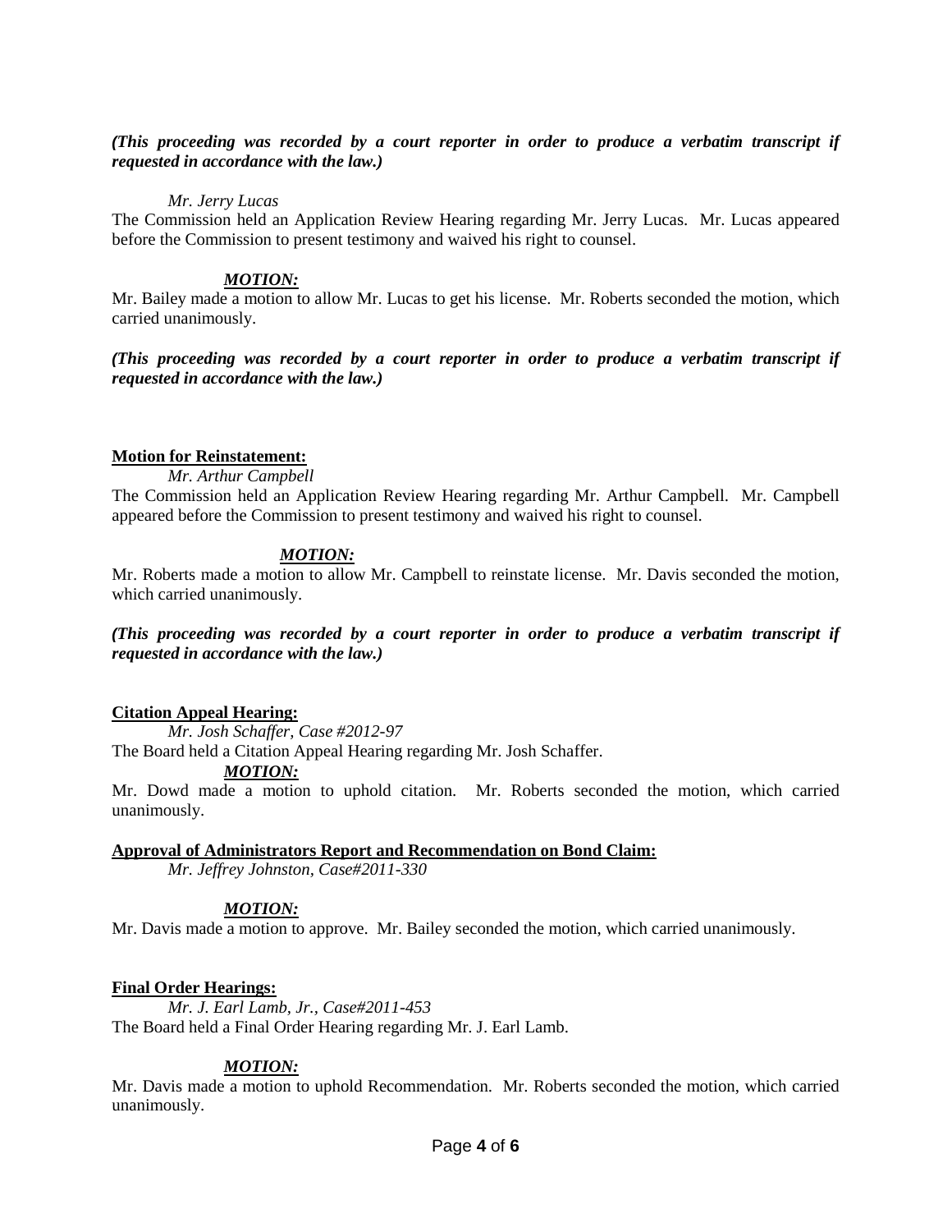***(This proceeding was recorded by a court reporter in order to produce a verbatim transcript if requested in accordance with the law.)***

*Mr. Jerry Lucas*

The Commission held an Application Review Hearing regarding Mr. Jerry Lucas. Mr. Lucas appeared before the Commission to present testimony and waived his right to counsel.

***MOTION:***

Mr. Bailey made a motion to allow Mr. Lucas to get his license. Mr. Roberts seconded the motion, which carried unanimously.

***(This proceeding was recorded by a court reporter in order to produce a verbatim transcript if requested in accordance with the law.)***

**Motion for Reinstatement:**

*Mr. Arthur Campbell*

The Commission held an Application Review Hearing regarding Mr. Arthur Campbell. Mr. Campbell appeared before the Commission to present testimony and waived his right to counsel.

***MOTION:***

Mr. Roberts made a motion to allow Mr. Campbell to reinstate license. Mr. Davis seconded the motion, which carried unanimously.

***(This proceeding was recorded by a court reporter in order to produce a verbatim transcript if requested in accordance with the law.)***

**Citation Appeal Hearing:**

*Mr. Josh Schaffer, Case #2012-97*

The Board held a Citation Appeal Hearing regarding Mr. Josh Schaffer.

***MOTION:***

Mr. Dowd made a motion to uphold citation. Mr. Roberts seconded the motion, which carried unanimously.

**Approval of Administrators Report and Recommendation on Bond Claim:**

*Mr. Jeffrey Johnston, Case#2011-330*

***MOTION:***

Mr. Davis made a motion to approve. Mr. Bailey seconded the motion, which carried unanimously.

**Final Order Hearings:**

*Mr. J. Earl Lamb, Jr., Case#2011-453*

The Board held a Final Order Hearing regarding Mr. J. Earl Lamb.

***MOTION:***

Mr. Davis made a motion to uphold Recommendation. Mr. Roberts seconded the motion, which carried unanimously.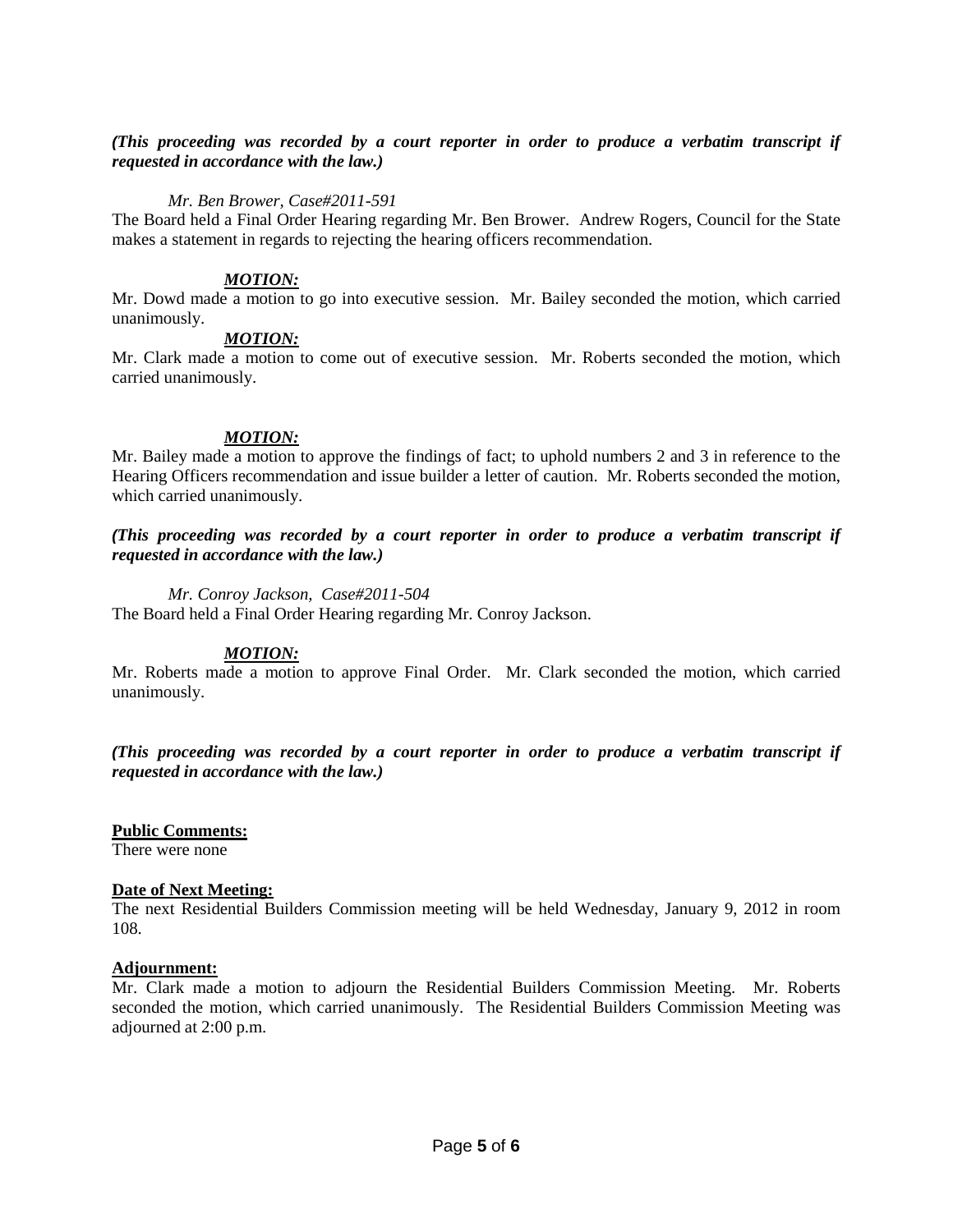***(This proceeding was recorded by a court reporter in order to produce a verbatim transcript if requested in accordance with the law.)***

*Mr. Ben Brower, Case#2011-591*

The Board held a Final Order Hearing regarding Mr. Ben Brower. Andrew Rogers, Council for the State makes a statement in regards to rejecting the hearing officers recommendation.

***MOTION:***

Mr. Dowd made a motion to go into executive session. Mr. Bailey seconded the motion, which carried unanimously.

***MOTION:***

Mr. Clark made a motion to come out of executive session. Mr. Roberts seconded the motion, which carried unanimously.

***MOTION:***

Mr. Bailey made a motion to approve the findings of fact; to uphold numbers 2 and 3 in reference to the Hearing Officers recommendation and issue builder a letter of caution. Mr. Roberts seconded the motion, which carried unanimously.

***(This proceeding was recorded by a court reporter in order to produce a verbatim transcript if requested in accordance with the law.)***

*Mr. Conroy Jackson, Case#2011-504*

The Board held a Final Order Hearing regarding Mr. Conroy Jackson.

***MOTION:***

Mr. Roberts made a motion to approve Final Order. Mr. Clark seconded the motion, which carried unanimously.

***(This proceeding was recorded by a court reporter in order to produce a verbatim transcript if requested in accordance with the law.)***

**Public Comments:**

There were none

**Date of Next Meeting:**

The next Residential Builders Commission meeting will be held Wednesday, January 9, 2012 in room 108.

**Adjournment:**

Mr. Clark made a motion to adjourn the Residential Builders Commission Meeting. Mr. Roberts seconded the motion, which carried unanimously. The Residential Builders Commission Meeting was adjourned at 2:00 p.m.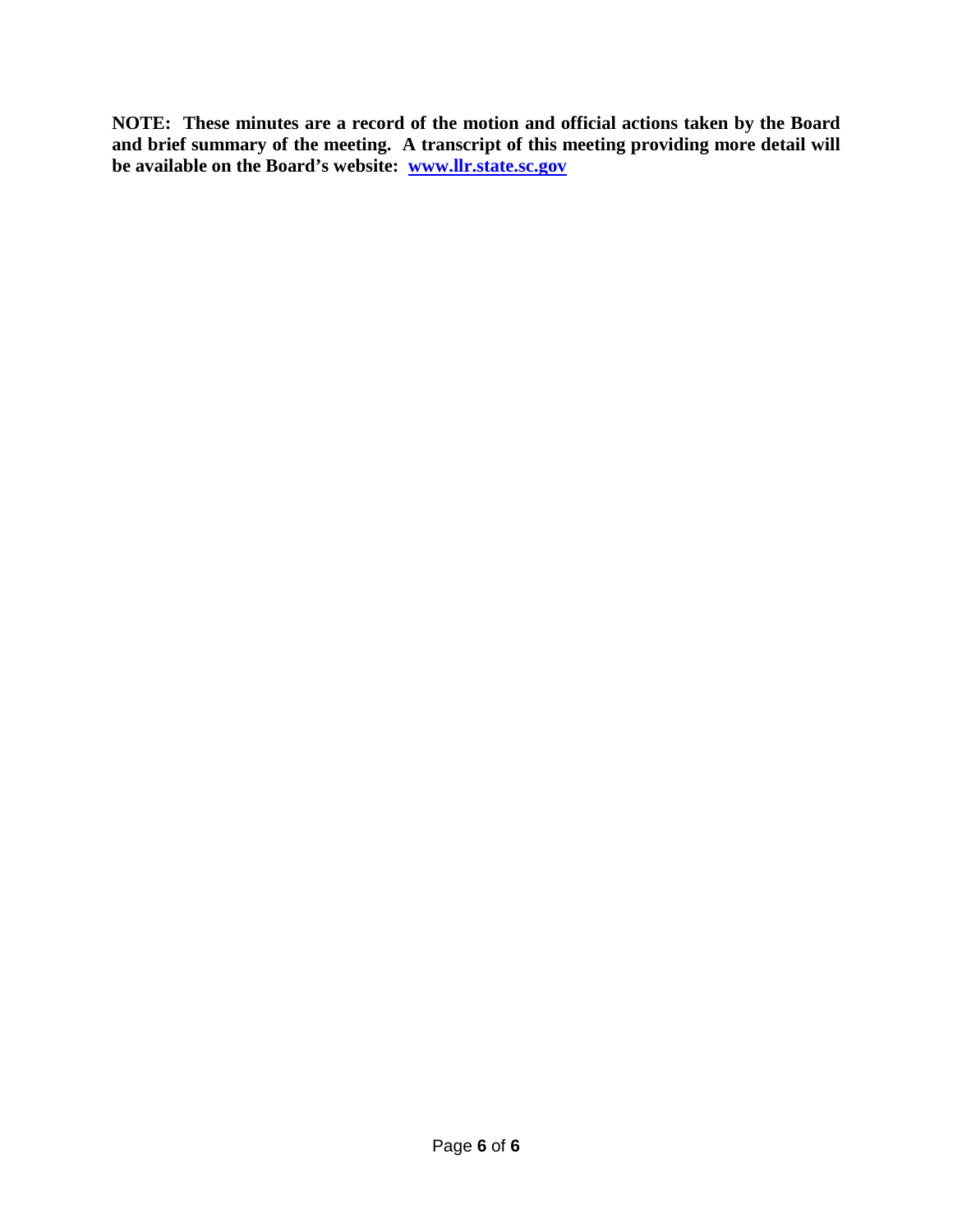**NOTE: These minutes are a record of the motion and official actions taken by the Board and brief summary of the meeting. A transcript of this meeting providing more detail will be available on the Board's website: [www.llr.state.sc.gov](http://www.llr.state.sc.gov)**